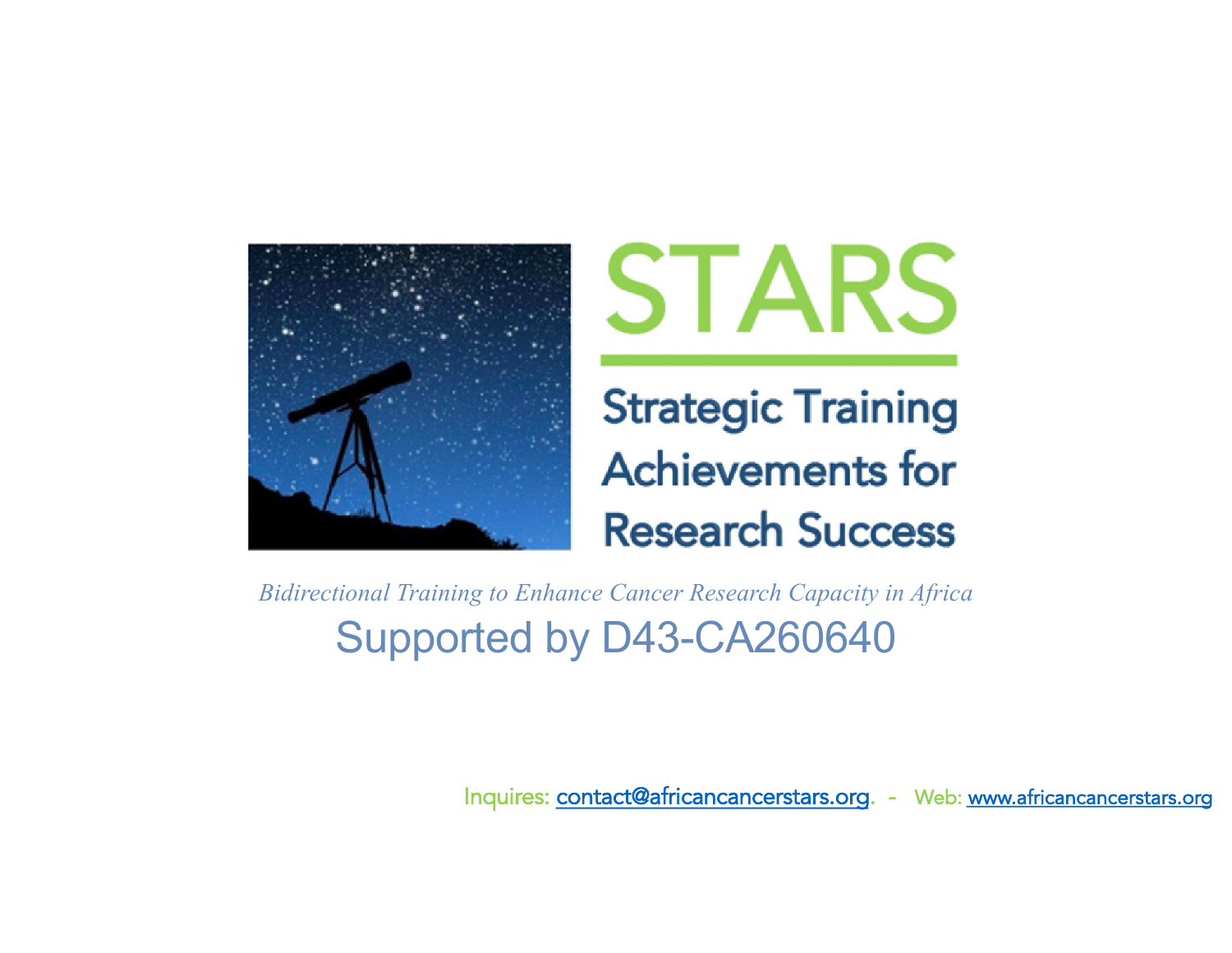# STARS

## Strategic Training Achievements for Research Success

*Bidirectional Training to Enhance Cancer Research Capacity in Africa*

Supported by D43-CA260640

Inquires: contact@africancancerstars.org. - Web: www.africancancerstars.org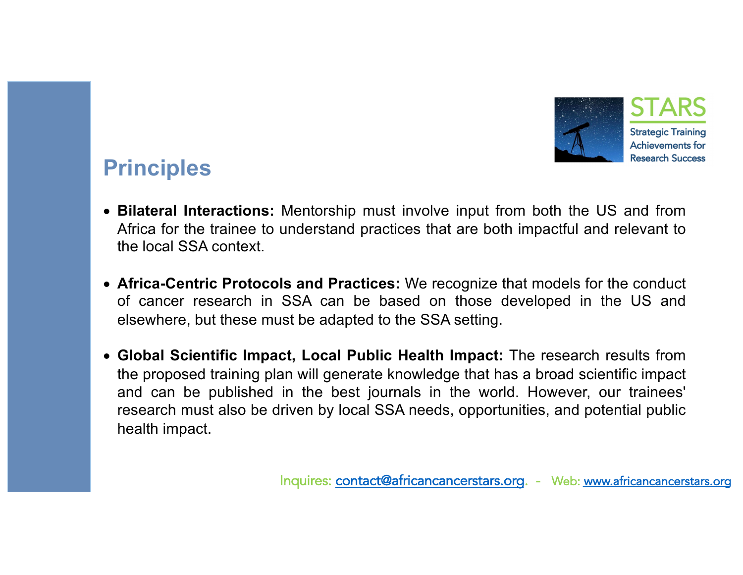## Principles

- **Bilateral Interactions:** Mentorship must involve input from both the US and from Africa for the trainee to understand practices that are both impactful and relevant to the local SSA context.

- **Africa-Centric Protocols and Practices:** We recognize that models for the conduct of cancer research in SSA can be based on those developed in the US and elsewhere, but these must be adapted to the SSA setting.

- **Global Scientific Impact, Local Public Health Impact:** The research results from the proposed training plan will generate knowledge that has a broad scientific impact and can be published in the best journals in the world. However, our trainees' research must also be driven by local SSA needs, opportunities, and potential public health impact.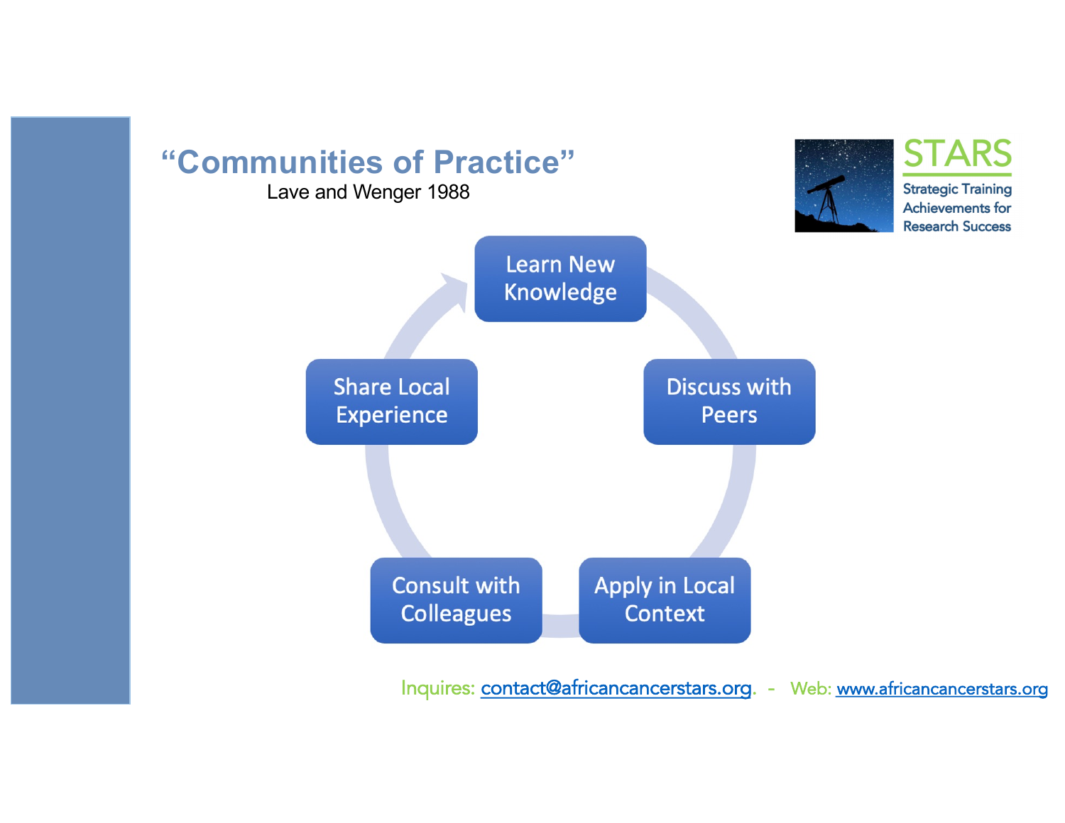# "Communities of Practice"

Lave and Wenger 1988

STARS

Strategic Training Achievements for Research Success

- Learn New Knowledge
- Discuss with Peers
- Apply in Local Context
- Consult with Colleagues
- Share Local Experience

Inquires: contact@africancancerstars.org. - Web: www.africancancerstars.org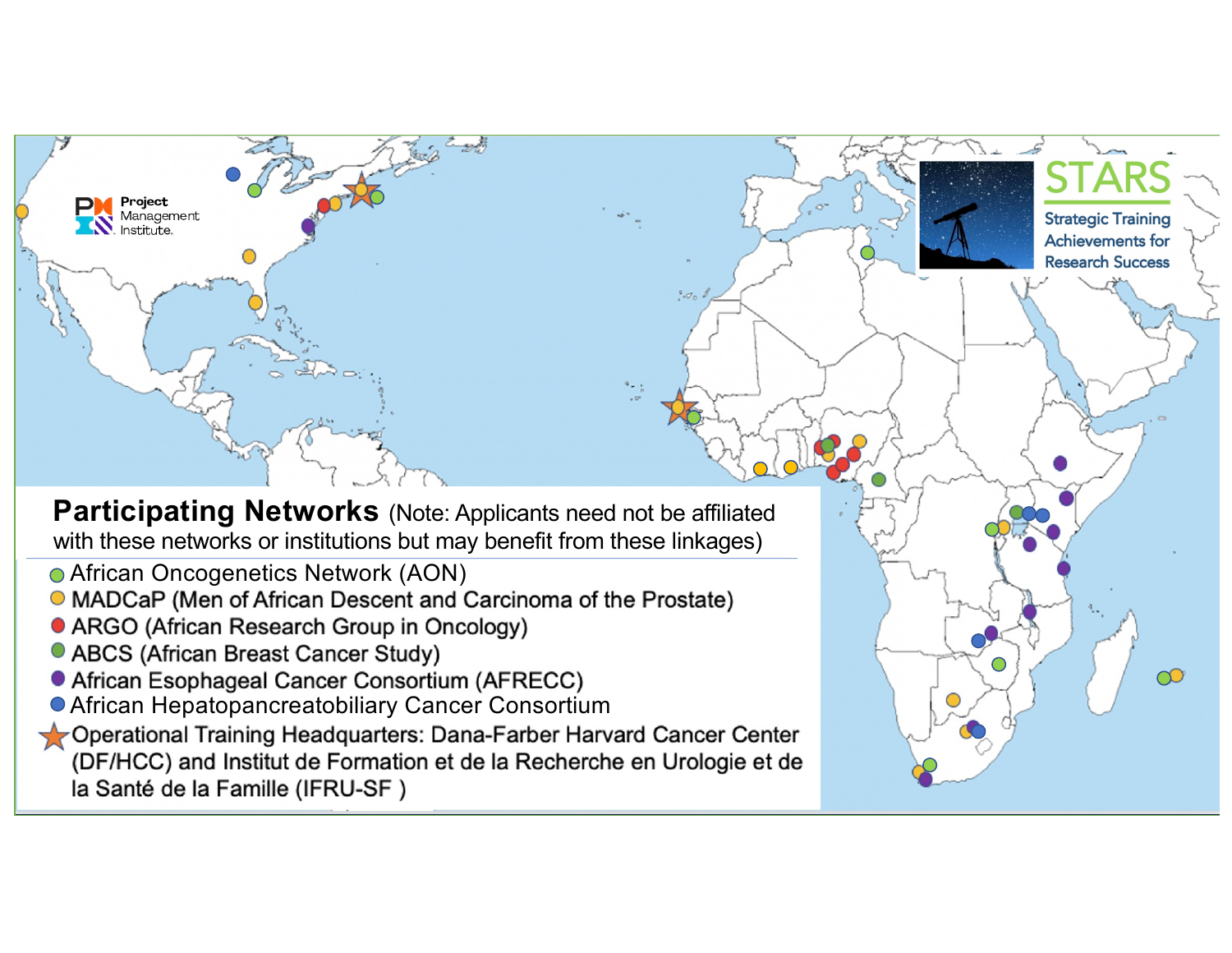Project Management Institute.

**STARS**

Strategic Training Achievements for Research Success

## Participating Networks

(Note: Applicants need not be affiliated with these networks or institutions but may benefit from these linkages)

- African Oncogenetics Network (AON)
- MADCaP (Men of African Descent and Carcinoma of the Prostate)
- ARGO (African Research Group in Oncology)
- ABCS (African Breast Cancer Study)
- African Esophageal Cancer Consortium (AFRECC)
- African Hepatopancreatobiliary Cancer Consortium
- Operational Training Headquarters: Dana-Farber Harvard Cancer Center (DF/HCC) and Institut de Formation et de la Recherche en Urologie et de la Santé de la Famille (IFRU-SF )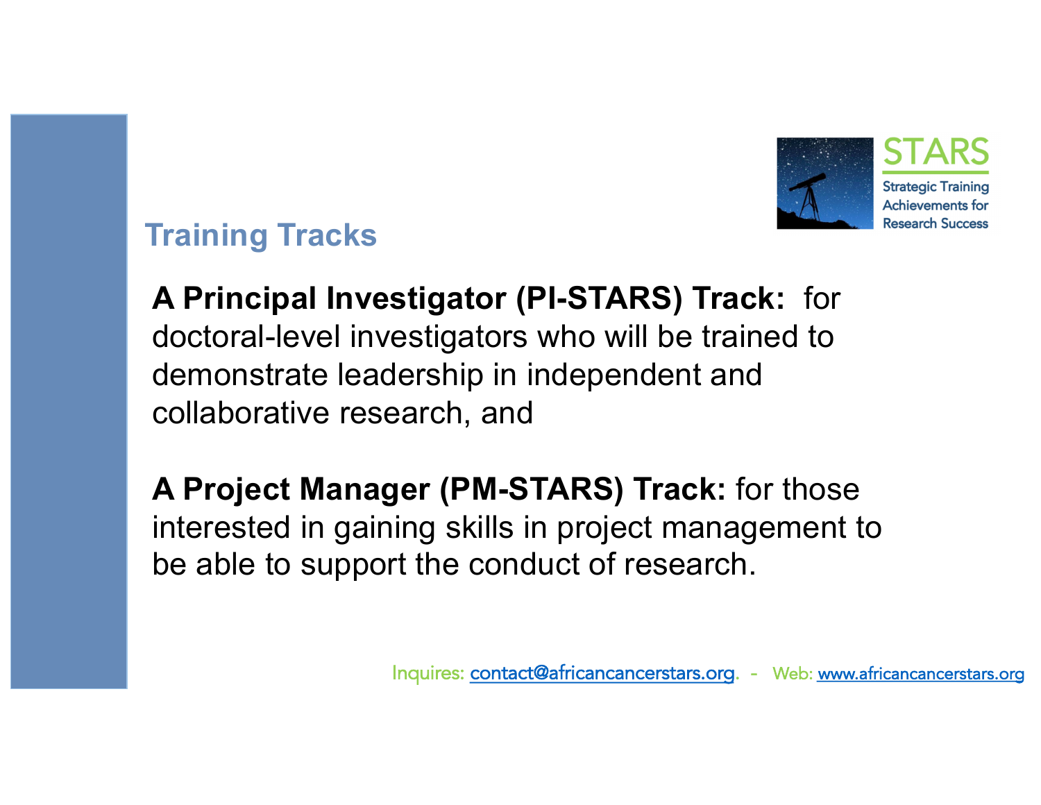STARS

Strategic Training Achievements for Research Success

## Training Tracks

**A Principal Investigator (PI-STARS) Track:** for doctoral-level investigators who will be trained to demonstrate leadership in independent and collaborative research, and

**A Project Manager (PM-STARS) Track:** for those interested in gaining skills in project management to be able to support the conduct of research.

Inquires: contact@africancancerstars.org. - Web: www.africancancerstars.org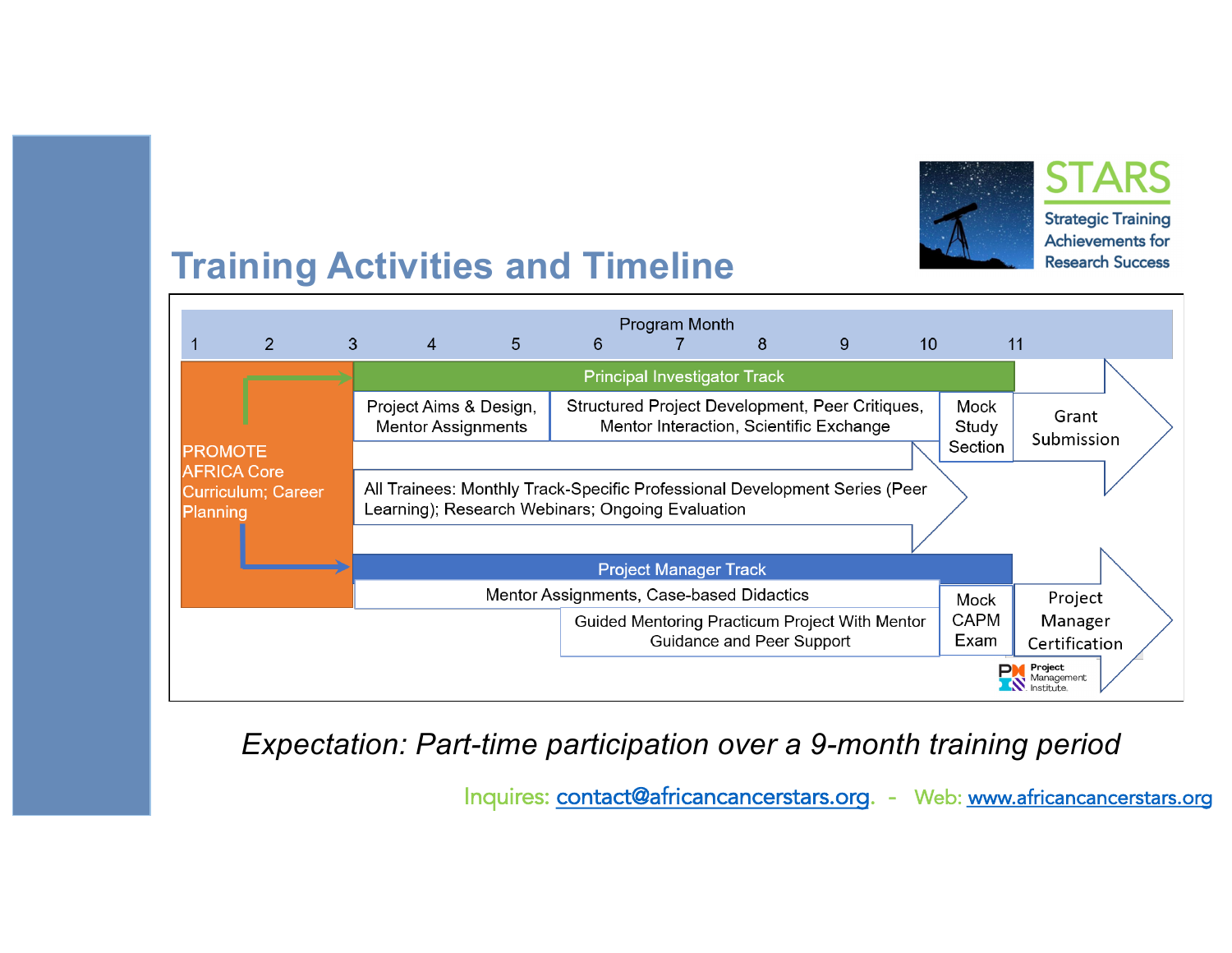## Training Activities and Timeline

**STARS** — Strategic Training Achievements for Research Success

Program Month: 1 | 2 | 3 | 4 | 5 | 6 | 7 | 8 | 9 | 10 | 11

- **PROMOTE AFRICA Core Curriculum; Career Planning** (Months 1–3)

**Principal Investigator Track**
- Project Aims & Design, Mentor Assignments
- Structured Project Development, Peer Critiques, Mentor Interaction, Scientific Exchange
- Mock Study Section
- Grant Submission

All Trainees: Monthly Track-Specific Professional Development Series (Peer Learning); Research Webinars; Ongoing Evaluation

**Project Manager Track**
- Mentor Assignments, Case-based Didactics
- Guided Mentoring Practicum Project With Mentor Guidance and Peer Support
- Mock CAPM Exam
- Project Manager Certification

Project Management Institute

*Expectation: Part-time participation over a 9-month training period*

Inquires: contact@africancancerstars.org. - Web: www.africancancerstars.org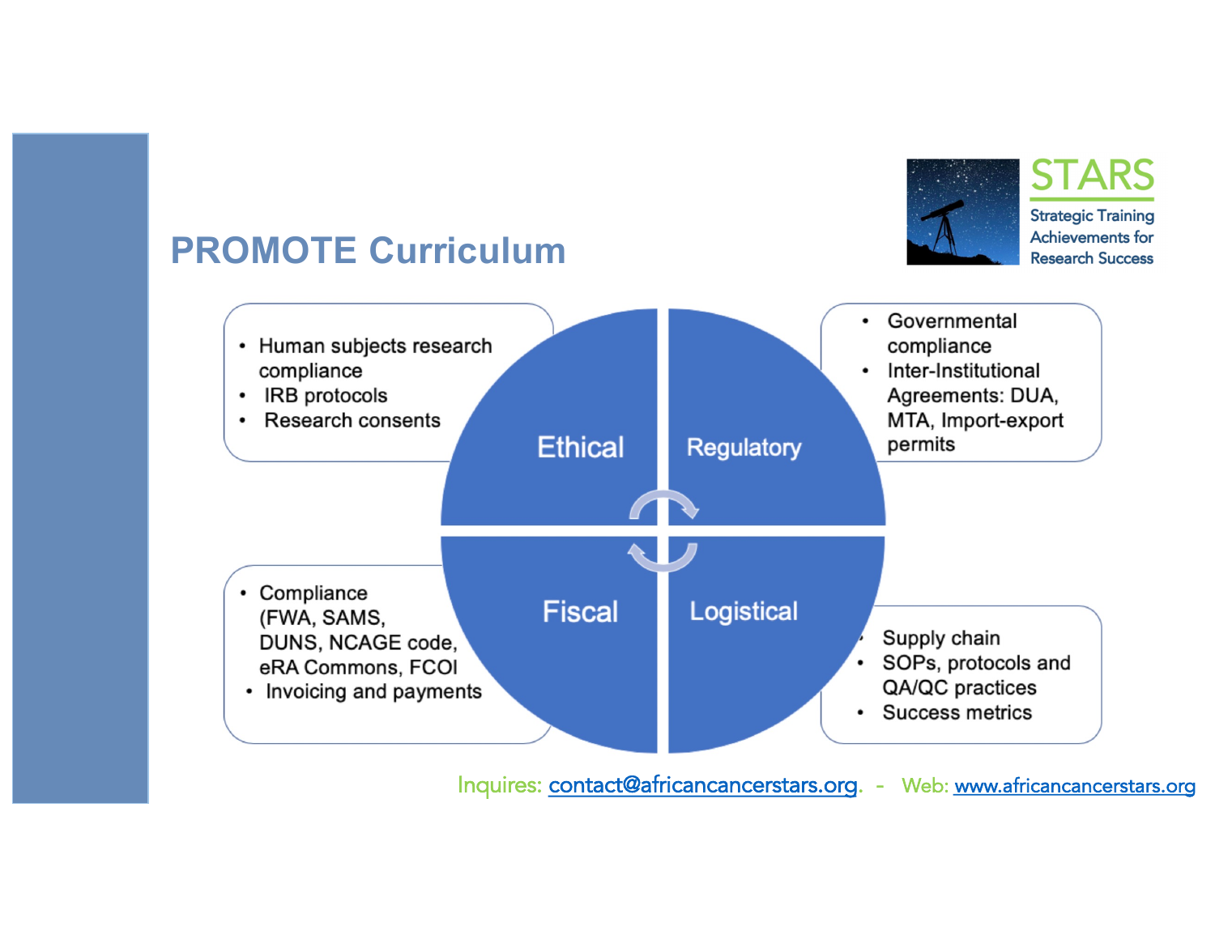# PROMOTE Curriculum

STARS
Strategic Training Achievements for Research Success

**Ethical**

- Human subjects research compliance
- IRB protocols
- Research consents

**Regulatory**

- Governmental compliance
- Inter-Institutional Agreements: DUA, MTA, Import-export permits

**Fiscal**

- Compliance (FWA, SAMS, DUNS, NCAGE code, eRA Commons, FCOI
- Invoicing and payments

**Logistical**

- Supply chain
- SOPs, protocols and QA/QC practices
- Success metrics

Inquires: contact@africancancerstars.org. - Web: www.africancancerstars.org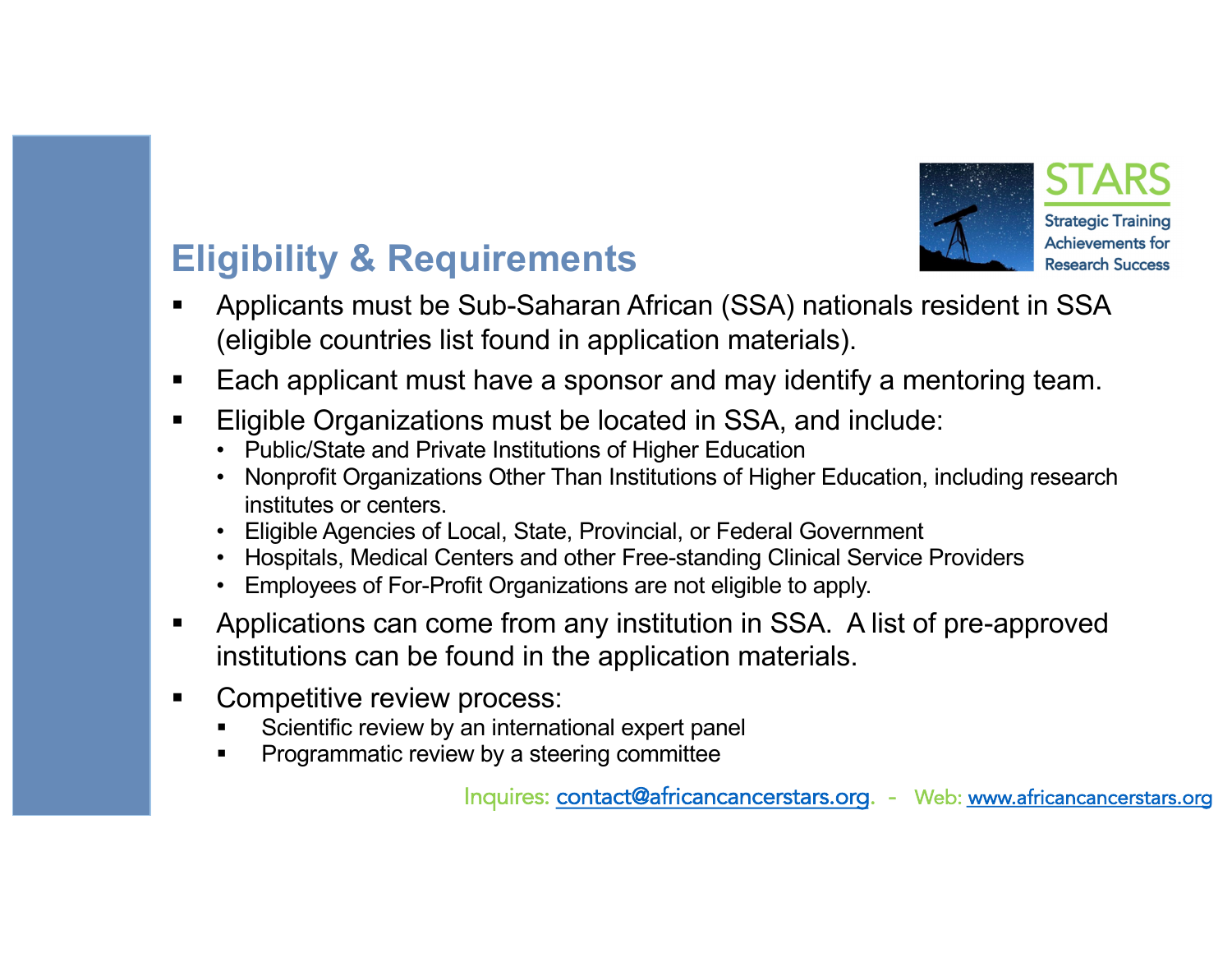## Eligibility & Requirements

STARS
Strategic Training Achievements for Research Success

- Applicants must be Sub-Saharan African (SSA) nationals resident in SSA (eligible countries list found in application materials).
- Each applicant must have a sponsor and may identify a mentoring team.
- Eligible Organizations must be located in SSA, and include:
  - Public/State and Private Institutions of Higher Education
  - Nonprofit Organizations Other Than Institutions of Higher Education, including research institutes or centers.
  - Eligible Agencies of Local, State, Provincial, or Federal Government
  - Hospitals, Medical Centers and other Free-standing Clinical Service Providers
  - Employees of For-Profit Organizations are not eligible to apply.
- Applications can come from any institution in SSA. A list of pre-approved institutions can be found in the application materials.
- Competitive review process:
  - Scientific review by an international expert panel
  - Programmatic review by a steering committee

Inquires: contact@africancancerstars.org. - Web: www.africancancerstars.org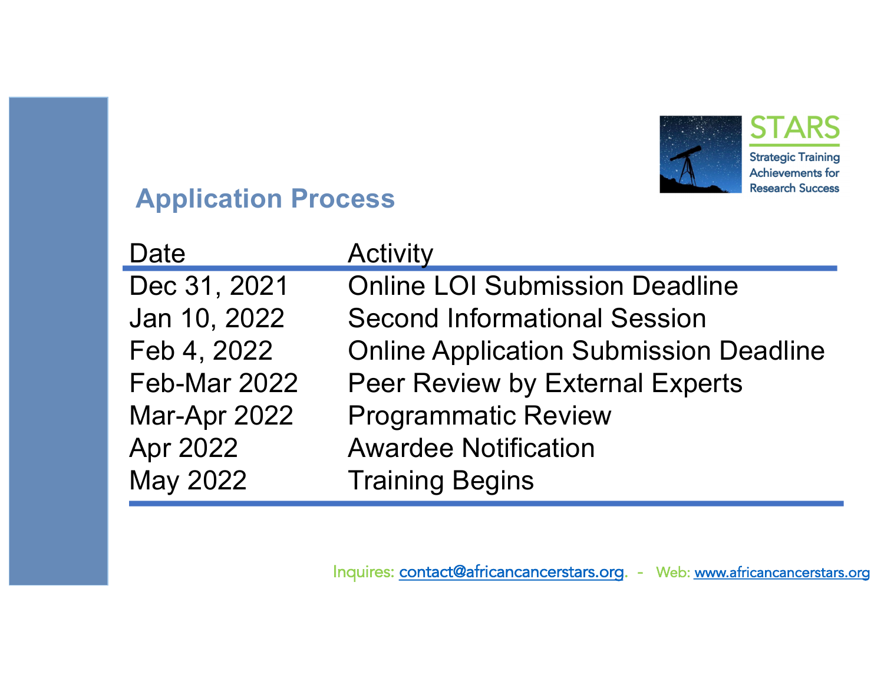STARS

Strategic Training Achievements for Research Success

## Application Process

| Date | Activity |
| --- | --- |
| Dec 31, 2021 | Online LOI Submission Deadline |
| Jan 10, 2022 | Second Informational Session |
| Feb 4, 2022 | Online Application Submission Deadline |
| Feb-Mar 2022 | Peer Review by External Experts |
| Mar-Apr 2022 | Programmatic Review |
| Apr 2022 | Awardee Notification |
| May 2022 | Training Begins |

Inquires: contact@africancancerstars.org. - Web: www.africancancerstars.org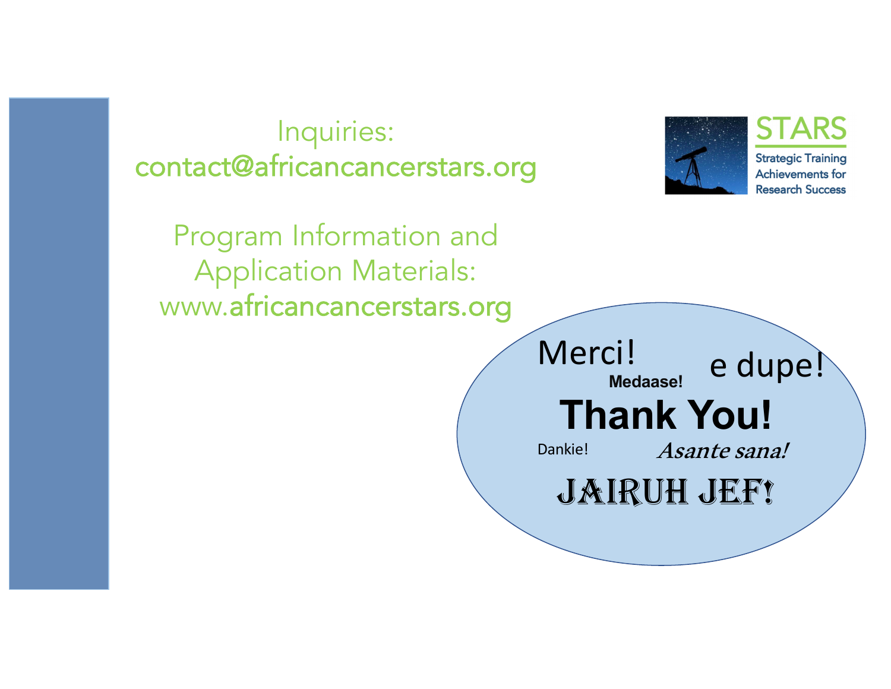Inquiries:
contact@africancancerstars.org

Program Information and Application Materials:
www.africancancerstars.org

**STARS**

Strategic Training Achievements for Research Success

Merci!

Medaase!

e dupe!

**Thank You!**

Dankie!

*Asante sana!*

JAIRUH JEF!